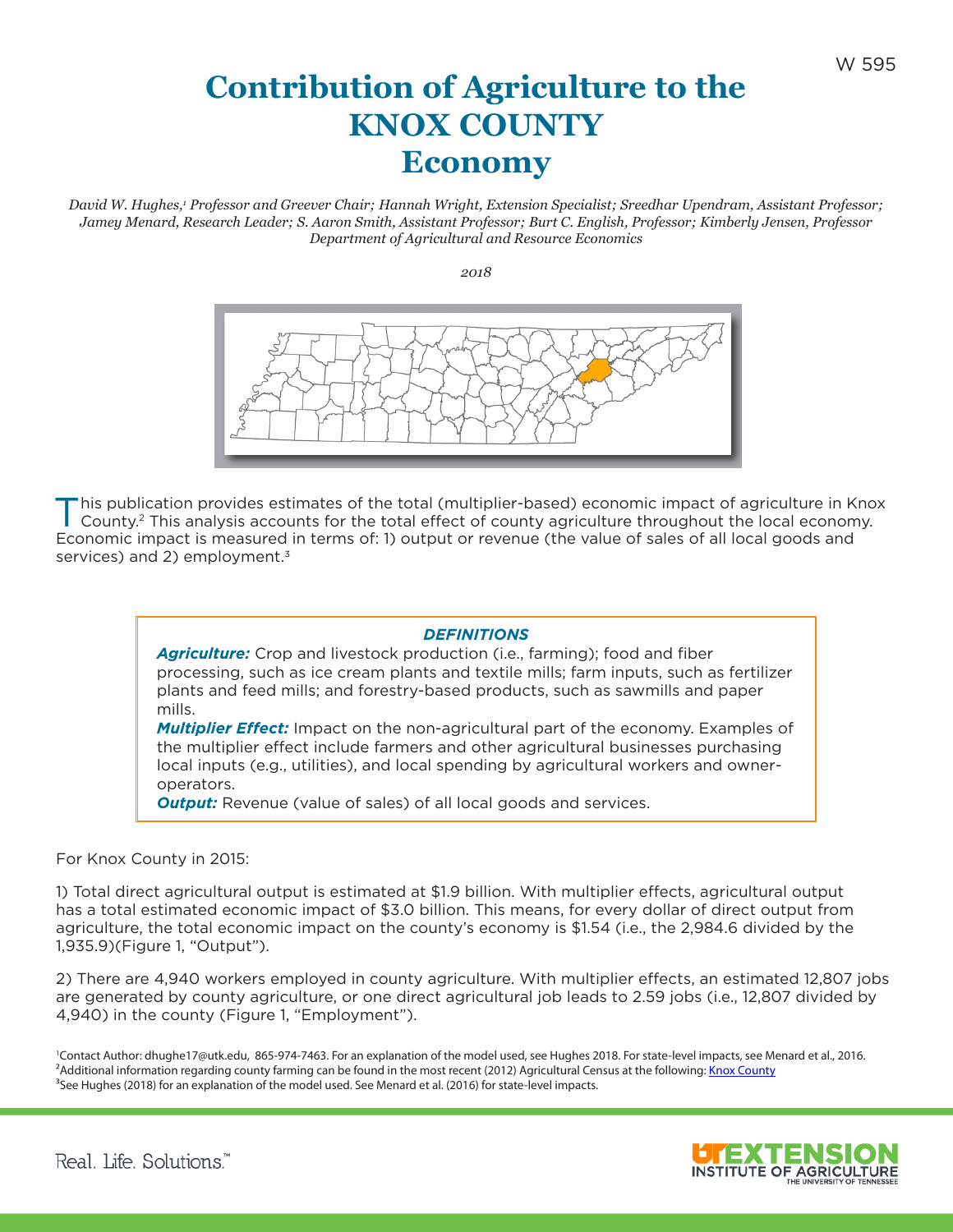W 595

# Contribution of Agriculture to the KNOX COUNTY Economy

*David W. Hughes,[1] Professor and Greever Chair; Hannah Wright, Extension Specialist; Sreedhar Upendram, Assistant Professor; Jamey Menard, Research Leader; S. Aaron Smith, Assistant Professor; Burt C. English, Professor; Kimberly Jensen, Professor*
*Department of Agricultural and Resource Economics*

*2018*

This publication provides estimates of the total (multiplier-based) economic impact of agriculture in Knox County.[2] This analysis accounts for the total effect of county agriculture throughout the local economy. Economic impact is measured in terms of: 1) output or revenue (the value of sales of all local goods and services) and 2) employment.[3]

> ***DEFINITIONS***
>
> ***Agriculture:*** Crop and livestock production (i.e., farming); food and fiber processing, such as ice cream plants and textile mills; farm inputs, such as fertilizer plants and feed mills; and forestry-based products, such as sawmills and paper mills.
>
> ***Multiplier Effect:*** Impact on the non-agricultural part of the economy. Examples of the multiplier effect include farmers and other agricultural businesses purchasing local inputs (e.g., utilities), and local spending by agricultural workers and owner-operators.
>
> ***Output:*** Revenue (value of sales) of all local goods and services.

For Knox County in 2015:

1) Total direct agricultural output is estimated at $1.9 billion. With multiplier effects, agricultural output has a total estimated economic impact of $3.0 billion. This means, for every dollar of direct output from agriculture, the total economic impact on the county's economy is $1.54 (i.e., the 2,984.6 divided by the 1,935.9)(Figure 1, "Output").

2) There are 4,940 workers employed in county agriculture. With multiplier effects, an estimated 12,807 jobs are generated by county agriculture, or one direct agricultural job leads to 2.59 jobs (i.e., 12,807 divided by 4,940) in the county (Figure 1, "Employment").

[1]Contact Author: dhughe17@utk.edu, 865-974-7463. For an explanation of the model used, see Hughes 2018. For state-level impacts, see Menard et al., 2016.
[2]Additional information regarding county farming can be found in the most recent (2012) Agricultural Census at the following: Knox County
[3]See Hughes (2018) for an explanation of the model used. See Menard et al. (2016) for state-level impacts.

Real. Life. Solutions.™

UT EXTENSION INSTITUTE OF AGRICULTURE THE UNIVERSITY OF TENNESSEE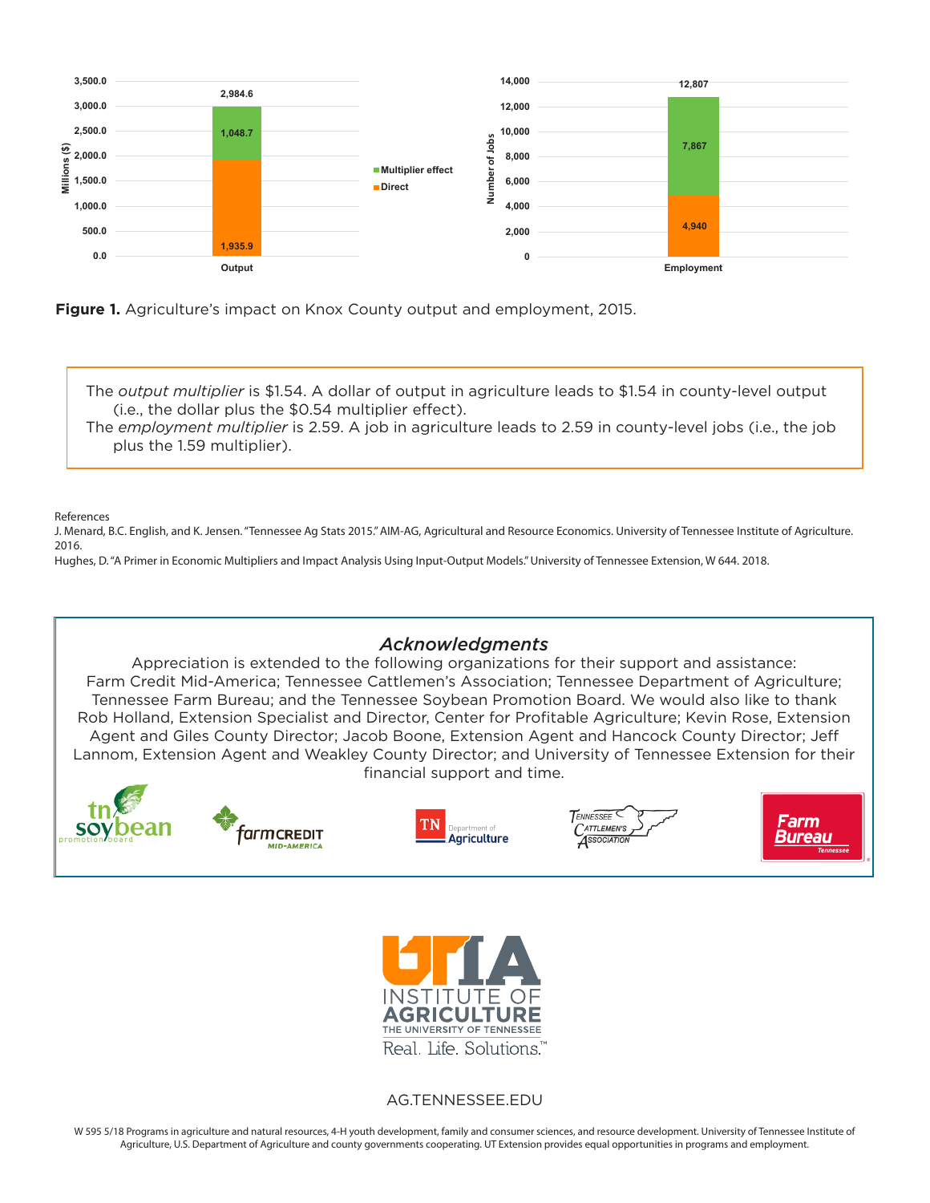3,500.0
3,000.0
2,500.0
2,000.0
1,500.0
1,000.0
500.0
0.0

Millions ($)

2,984.6

1,048.7

1,935.9

Output

Multiplier effect
Direct

14,000
12,000
10,000
8,000
6,000
4,000
2,000
0

Number of Jobs

12,807

7,867

4,940

Employment

**Figure 1.** Agriculture's impact on Knox County output and employment, 2015.

The *output multiplier* is $1.54. A dollar of output in agriculture leads to $1.54 in county-level output (i.e., the dollar plus the $0.54 multiplier effect).

The *employment multiplier* is 2.59. A job in agriculture leads to 2.59 in county-level jobs (i.e., the job plus the 1.59 multiplier).

References

J. Menard, B.C. English, and K. Jensen. "Tennessee Ag Stats 2015." AIM-AG, Agricultural and Resource Economics. University of Tennessee Institute of Agriculture. 2016.

Hughes, D. "A Primer in Economic Multipliers and Impact Analysis Using Input-Output Models." University of Tennessee Extension, W 644. 2018.

## *Acknowledgments*

Appreciation is extended to the following organizations for their support and assistance: Farm Credit Mid-America; Tennessee Cattlemen's Association; Tennessee Department of Agriculture; Tennessee Farm Bureau; and the Tennessee Soybean Promotion Board. We would also like to thank Rob Holland, Extension Specialist and Director, Center for Profitable Agriculture; Kevin Rose, Extension Agent and Giles County Director; Jacob Boone, Extension Agent and Hancock County Director; Jeff Lannom, Extension Agent and Weakley County Director; and University of Tennessee Extension for their financial support and time.

tn soybean promotion board

farmCREDIT MID-AMERICA

TN Department of Agriculture

Tennessee Cattlemen's Association

Farm Bureau Tennessee

UTIA INSTITUTE OF AGRICULTURE THE UNIVERSITY OF TENNESSEE

Real. Life. Solutions.™

AG.TENNESSEE.EDU

W 595 5/18 Programs in agriculture and natural resources, 4-H youth development, family and consumer sciences, and resource development. University of Tennessee Institute of Agriculture, U.S. Department of Agriculture and county governments cooperating. UT Extension provides equal opportunities in programs and employment.